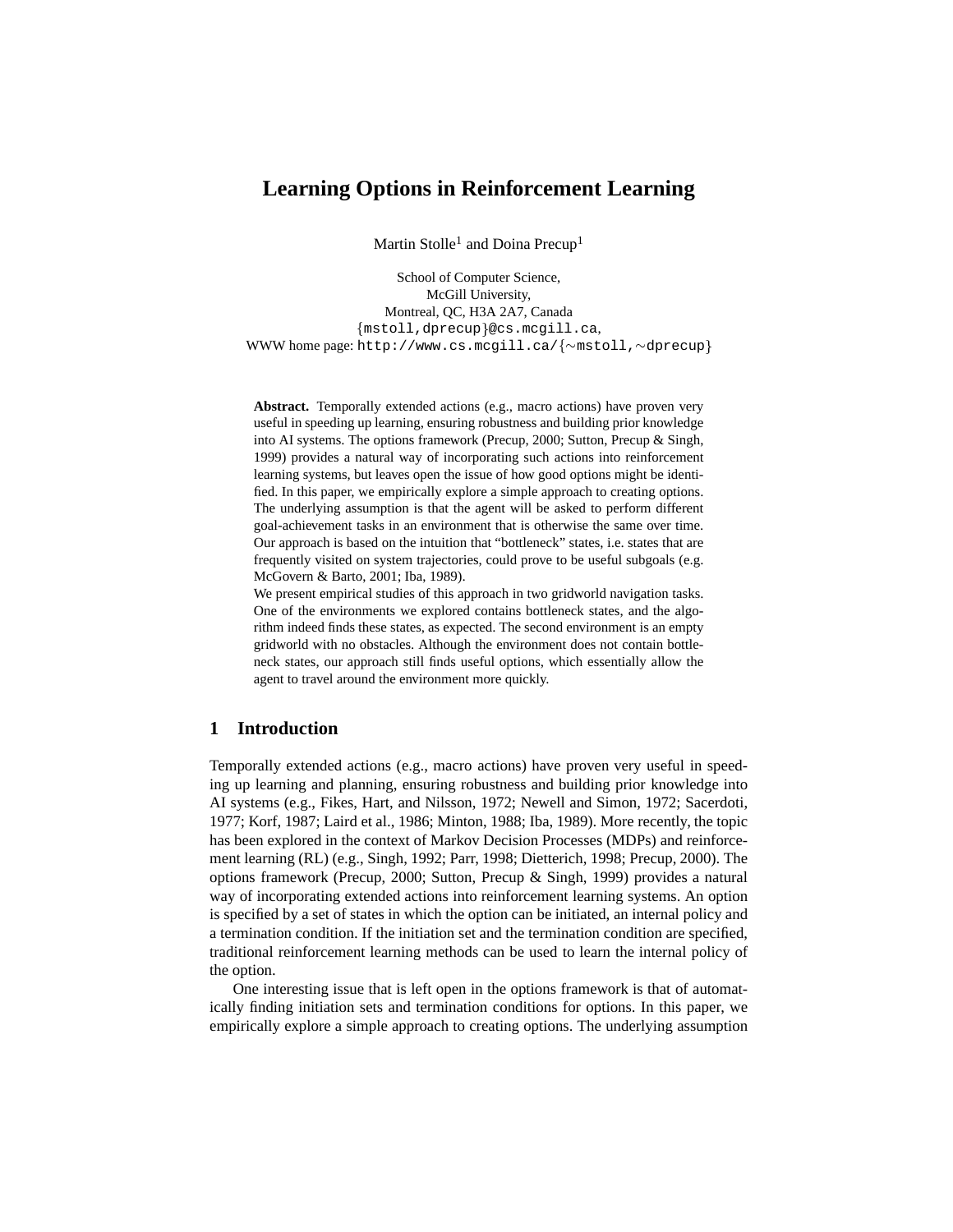# Learning Options in Reinforcement Learning

Martin Stolle[1] and Doina Precup[1]

School of Computer Science,
McGill University,
Montreal, QC, H3A 2A7, Canada
{mstoll,dprecup}@cs.mcgill.ca,
WWW home page: http://www.cs.mcgill.ca/{~mstoll,~dprecup}

**Abstract.** Temporally extended actions (e.g., macro actions) have proven very useful in speeding up learning, ensuring robustness and building prior knowledge into AI systems. The options framework (Precup, 2000; Sutton, Precup & Singh, 1999) provides a natural way of incorporating such actions into reinforcement learning systems, but leaves open the issue of how good options might be identified. In this paper, we empirically explore a simple approach to creating options. The underlying assumption is that the agent will be asked to perform different goal-achievement tasks in an environment that is otherwise the same over time. Our approach is based on the intuition that "bottleneck" states, i.e. states that are frequently visited on system trajectories, could prove to be useful subgoals (e.g. McGovern & Barto, 2001; Iba, 1989).

We present empirical studies of this approach in two gridworld navigation tasks. One of the environments we explored contains bottleneck states, and the algorithm indeed finds these states, as expected. The second environment is an empty gridworld with no obstacles. Although the environment does not contain bottleneck states, our approach still finds useful options, which essentially allow the agent to travel around the environment more quickly.

## 1 Introduction

Temporally extended actions (e.g., macro actions) have proven very useful in speeding up learning and planning, ensuring robustness and building prior knowledge into AI systems (e.g., Fikes, Hart, and Nilsson, 1972; Newell and Simon, 1972; Sacerdoti, 1977; Korf, 1987; Laird et al., 1986; Minton, 1988; Iba, 1989). More recently, the topic has been explored in the context of Markov Decision Processes (MDPs) and reinforcement learning (RL) (e.g., Singh, 1992; Parr, 1998; Dietterich, 1998; Precup, 2000). The options framework (Precup, 2000; Sutton, Precup & Singh, 1999) provides a natural way of incorporating extended actions into reinforcement learning systems. An option is specified by a set of states in which the option can be initiated, an internal policy and a termination condition. If the initiation set and the termination condition are specified, traditional reinforcement learning methods can be used to learn the internal policy of the option.

One interesting issue that is left open in the options framework is that of automatically finding initiation sets and termination conditions for options. In this paper, we empirically explore a simple approach to creating options. The underlying assumption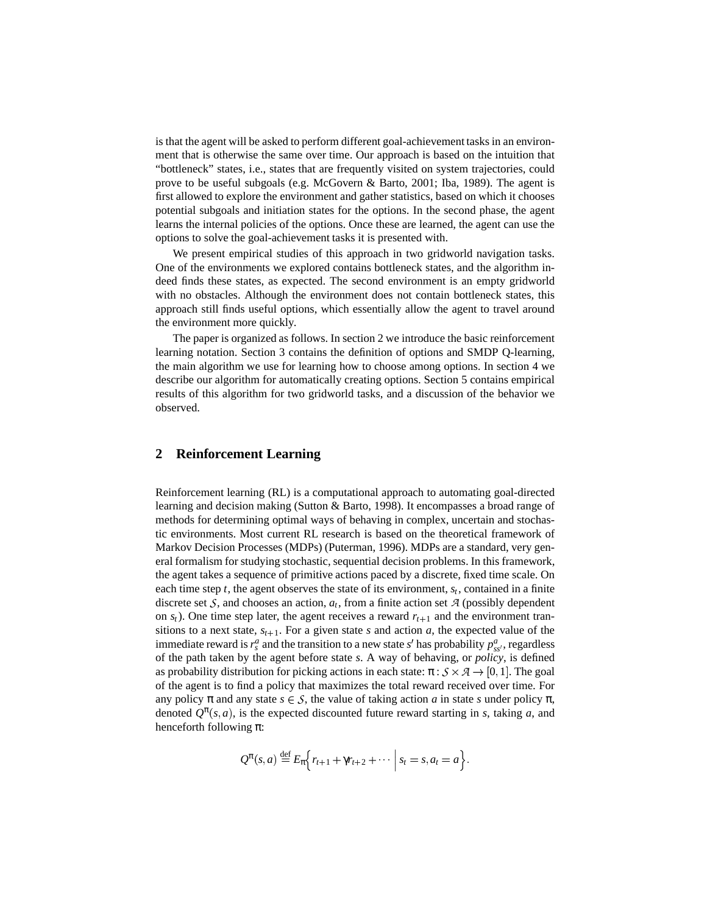is that the agent will be asked to perform different goal-achievement tasks in an environment that is otherwise the same over time. Our approach is based on the intuition that "bottleneck" states, i.e., states that are frequently visited on system trajectories, could prove to be useful subgoals (e.g. McGovern & Barto, 2001; Iba, 1989). The agent is first allowed to explore the environment and gather statistics, based on which it chooses potential subgoals and initiation states for the options. In the second phase, the agent learns the internal policies of the options. Once these are learned, the agent can use the options to solve the goal-achievement tasks it is presented with.

We present empirical studies of this approach in two gridworld navigation tasks. One of the environments we explored contains bottleneck states, and the algorithm indeed finds these states, as expected. The second environment is an empty gridworld with no obstacles. Although the environment does not contain bottleneck states, this approach still finds useful options, which essentially allow the agent to travel around the environment more quickly.

The paper is organized as follows. In section 2 we introduce the basic reinforcement learning notation. Section 3 contains the definition of options and SMDP Q-learning, the main algorithm we use for learning how to choose among options. In section 4 we describe our algorithm for automatically creating options. Section 5 contains empirical results of this algorithm for two gridworld tasks, and a discussion of the behavior we observed.

## 2 Reinforcement Learning

Reinforcement learning (RL) is a computational approach to automating goal-directed learning and decision making (Sutton & Barto, 1998). It encompasses a broad range of methods for determining optimal ways of behaving in complex, uncertain and stochastic environments. Most current RL research is based on the theoretical framework of Markov Decision Processes (MDPs) (Puterman, 1996). MDPs are a standard, very general formalism for studying stochastic, sequential decision problems. In this framework, the agent takes a sequence of primitive actions paced by a discrete, fixed time scale. On each time step $t$, the agent observes the state of its environment, $s_t$, contained in a finite discrete set $\mathcal{S}$, and chooses an action, $a_t$, from a finite action set $\mathcal{A}$ (possibly dependent on $s_t$). One time step later, the agent receives a reward $r_{t+1}$ and the environment transitions to a next state, $s_{t+1}$. For a given state $s$ and action $a$, the expected value of the immediate reward is $r_s^a$ and the transition to a new state $s'$ has probability $p_{ss'}^a$, regardless of the path taken by the agent before state $s$. A way of behaving, or *policy*, is defined as probability distribution for picking actions in each state: $\pi : \mathcal{S} \times \mathcal{A} \rightarrow [0,1]$. The goal of the agent is to find a policy that maximizes the total reward received over time. For any policy $\pi$ and any state $s \in \mathcal{S}$, the value of taking action $a$ in state $s$ under policy $\pi$, denoted $Q^\pi(s,a)$, is the expected discounted future reward starting in $s$, taking $a$, and henceforth following $\pi$:

$$Q^\pi(s,a) \stackrel{\text{def}}{=} E_\pi\Big\{ r_{t+1} + \gamma r_{t+2} + \cdots \,\Big|\, s_t = s, a_t = a \Big\}.$$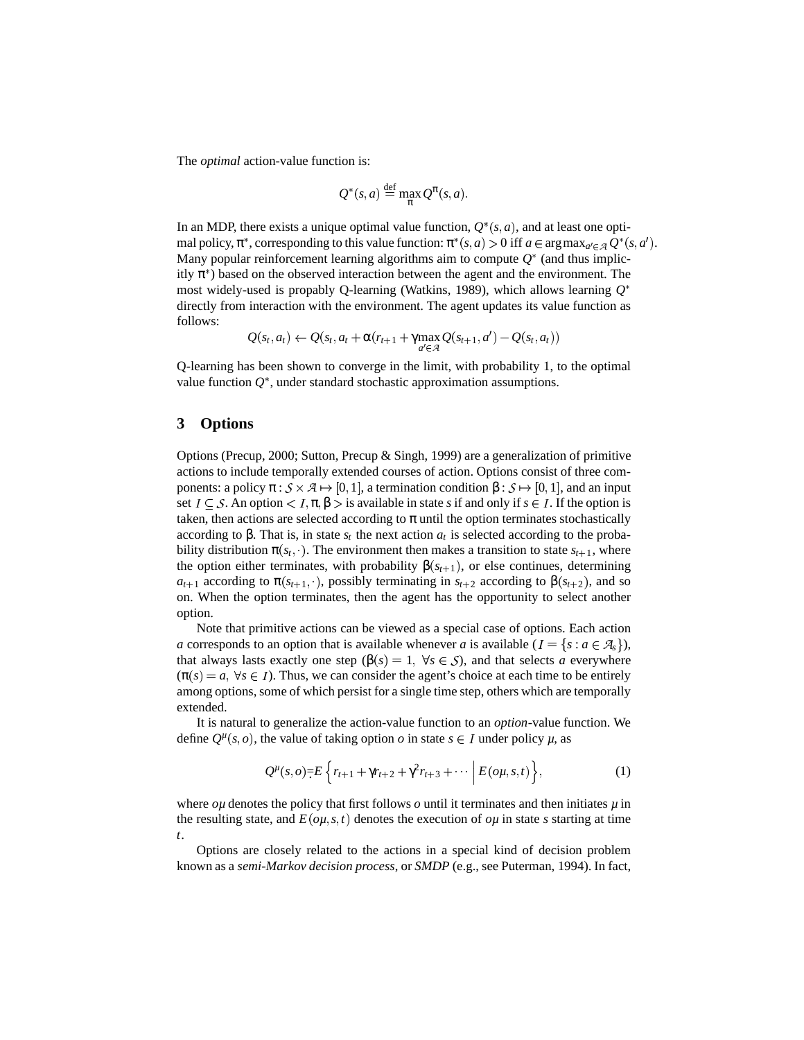The *optimal* action-value function is:

$$Q^*(s,a) \stackrel{\text{def}}{=} \max_{\pi} Q^{\pi}(s,a).$$

In an MDP, there exists a unique optimal value function, $Q^*(s,a)$, and at least one optimal policy, $\pi^*$, corresponding to this value function: $\pi^*(s,a) > 0$ iff $a \in \arg\max_{a' \in \mathcal{A}} Q^*(s,a')$. Many popular reinforcement learning algorithms aim to compute $Q^*$ (and thus implicitly $\pi^*$) based on the observed interaction between the agent and the environment. The most widely-used is propably Q-learning (Watkins, 1989), which allows learning $Q^*$ directly from interaction with the environment. The agent updates its value function as follows:

$$Q(s_t,a_t) \leftarrow Q(s_t,a_t + \alpha(r_{t+1} + \gamma \max_{a' \in \mathcal{A}} Q(s_{t+1},a') - Q(s_t,a_t))$$

Q-learning has been shown to converge in the limit, with probability 1, to the optimal value function $Q^*$, under standard stochastic approximation assumptions.

## 3 Options

Options (Precup, 2000; Sutton, Precup & Singh, 1999) are a generalization of primitive actions to include temporally extended courses of action. Options consist of three components: a policy $\pi : \mathcal{S} \times \mathcal{A} \mapsto [0,1]$, a termination condition $\beta : \mathcal{S} \mapsto [0,1]$, and an input set $\mathcal{I} \subseteq \mathcal{S}$. An option $< \mathcal{I}, \pi, \beta >$ is available in state $s$ if and only if $s \in \mathcal{I}$. If the option is taken, then actions are selected according to $\pi$ until the option terminates stochastically according to $\beta$. That is, in state $s_t$ the next action $a_t$ is selected according to the probability distribution $\pi(s_t, \cdot)$. The environment then makes a transition to state $s_{t+1}$, where the option either terminates, with probability $\beta(s_{t+1})$, or else continues, determining $a_{t+1}$ according to $\pi(s_{t+1}, \cdot)$, possibly terminating in $s_{t+2}$ according to $\beta(s_{t+2})$, and so on. When the option terminates, then the agent has the opportunity to select another option.

Note that primitive actions can be viewed as a special case of options. Each action $a$ corresponds to an option that is available whenever $a$ is available ($\mathcal{I} = \{s : a \in \mathcal{A}_s\}$), that always lasts exactly one step ($\beta(s) = 1, \ \forall s \in \mathcal{S}$), and that selects $a$ everywhere ($\pi(s) = a, \ \forall s \in \mathcal{I}$). Thus, we can consider the agent's choice at each time to be entirely among options, some of which persist for a single time step, others which are temporally extended.

It is natural to generalize the action-value function to an *option*-value function. We define $Q^{\mu}(s,o)$, the value of taking option $o$ in state $s \in \mathcal{I}$ under policy $\mu$, as

$$Q^{\mu}(s,o) \doteq E\left\{ r_{t+1} + \gamma r_{t+2} + \gamma^2 r_{t+3} + \cdots \;\middle|\; \mathcal{E}(o\mu, s, t) \right\}, \tag{1}$$

where $o\mu$ denotes the policy that first follows $o$ until it terminates and then initiates $\mu$ in the resulting state, and $\mathcal{E}(o\mu, s, t)$ denotes the execution of $o\mu$ in state $s$ starting at time $t$.

Options are closely related to the actions in a special kind of decision problem known as a *semi-Markov decision process*, or *SMDP* (e.g., see Puterman, 1994). In fact,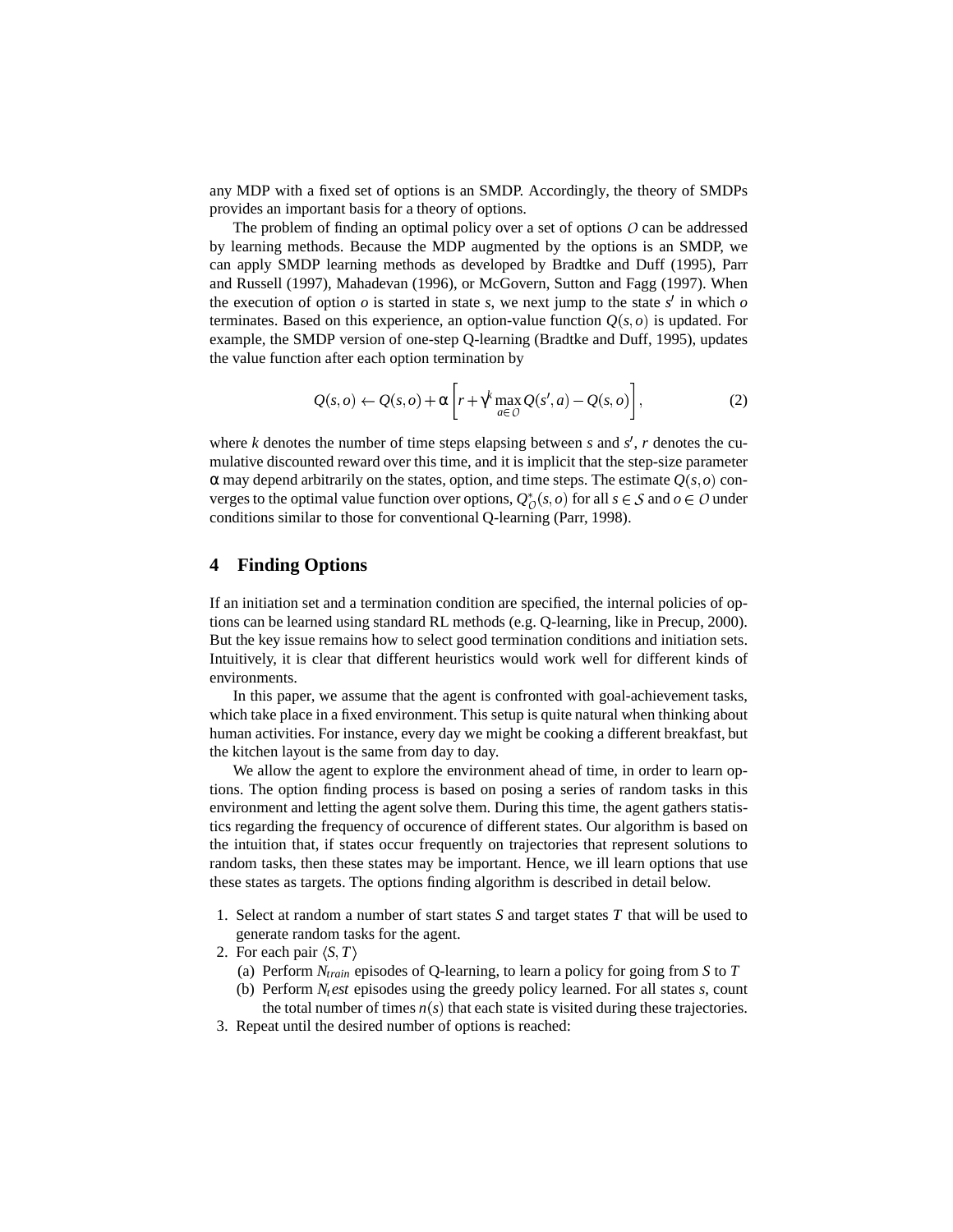any MDP with a fixed set of options is an SMDP. Accordingly, the theory of SMDPs provides an important basis for a theory of options.

The problem of finding an optimal policy over a set of options $\mathcal{O}$ can be addressed by learning methods. Because the MDP augmented by the options is an SMDP, we can apply SMDP learning methods as developed by Bradtke and Duff (1995), Parr and Russell (1997), Mahadevan (1996), or McGovern, Sutton and Fagg (1997). When the execution of option $o$ is started in state $s$, we next jump to the state $s'$ in which $o$ terminates. Based on this experience, an option-value function $Q(s,o)$ is updated. For example, the SMDP version of one-step Q-learning (Bradtke and Duff, 1995), updates the value function after each option termination by

$$Q(s,o) \leftarrow Q(s,o) + \alpha \left[ r + \gamma^k \max_{a \in \mathcal{O}} Q(s',a) - Q(s,o) \right], \tag{2}$$

where $k$ denotes the number of time steps elapsing between $s$ and $s'$, $r$ denotes the cumulative discounted reward over this time, and it is implicit that the step-size parameter $\alpha$ may depend arbitrarily on the states, option, and time steps. The estimate $Q(s,o)$ converges to the optimal value function over options, $Q^*_{\mathcal{O}}(s,o)$ for all $s \in \mathcal{S}$ and $o \in \mathcal{O}$ under conditions similar to those for conventional Q-learning (Parr, 1998).

## 4 Finding Options

If an initiation set and a termination condition are specified, the internal policies of options can be learned using standard RL methods (e.g. Q-learning, like in Precup, 2000). But the key issue remains how to select good termination conditions and initiation sets. Intuitively, it is clear that different heuristics would work well for different kinds of environments.

In this paper, we assume that the agent is confronted with goal-achievement tasks, which take place in a fixed environment. This setup is quite natural when thinking about human activities. For instance, every day we might be cooking a different breakfast, but the kitchen layout is the same from day to day.

We allow the agent to explore the environment ahead of time, in order to learn options. The option finding process is based on posing a series of random tasks in this environment and letting the agent solve them. During this time, the agent gathers statistics regarding the frequency of occurence of different states. Our algorithm is based on the intuition that, if states occur frequently on trajectories that represent solutions to random tasks, then these states may be important. Hence, we ill learn options that use these states as targets. The options finding algorithm is described in detail below.

1. Select at random a number of start states $S$ and target states $T$ that will be used to generate random tasks for the agent.
2. For each pair $\langle S, T \rangle$
   (a) Perform $N_{train}$ episodes of Q-learning, to learn a policy for going from $S$ to $T$
   (b) Perform $N_test$ episodes using the greedy policy learned. For all states $s$, count the total number of times $n(s)$ that each state is visited during these trajectories.
3. Repeat until the desired number of options is reached: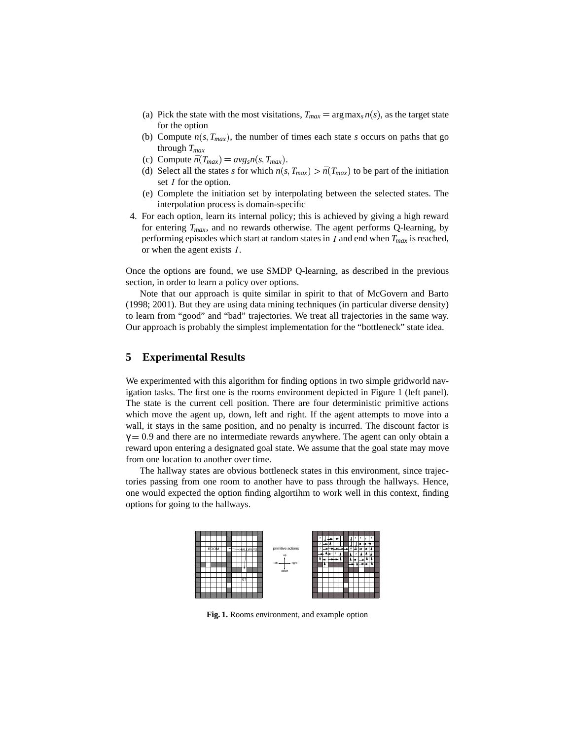(a) Pick the state with the most visitations, $T_{max} = \arg\max_s n(s)$, as the target state for the option

(b) Compute $n(s, T_{max})$, the number of times each state $s$ occurs on paths that go through $T_{max}$

(c) Compute $\bar{n}(T_{max}) = avg_s n(s, T_{max})$.

(d) Select all the states $s$ for which $n(s, T_{max}) > \bar{n}(T_{max})$ to be part of the initiation set $\mathcal{I}$ for the option.

(e) Complete the initiation set by interpolating between the selected states. The interpolation process is domain-specific

4. For each option, learn its internal policy; this is achieved by giving a high reward for entering $T_{max}$, and no rewards otherwise. The agent performs Q-learning, by performing episodes which start at random states in $\mathcal{I}$ and end when $T_{max}$ is reached, or when the agent exists $\mathcal{I}$.

Once the options are found, we use SMDP Q-learning, as described in the previous section, in order to learn a policy over options.

Note that our approach is quite similar in spirit to that of McGovern and Barto (1998; 2001). But they are using data mining techniques (in particular diverse density) to learn from "good" and "bad" trajectories. We treat all trajectories in the same way. Our approach is probably the simplest implementation for the "bottleneck" state idea.

## 5 Experimental Results

We experimented with this algorithm for finding options in two simple gridworld navigation tasks. The first one is the rooms environment depicted in Figure 1 (left panel). The state is the current cell position. There are four deterministic primitive actions which move the agent up, down, left and right. If the agent attempts to move into a wall, it stays in the same position, and no penalty is incurred. The discount factor is $\gamma = 0.9$ and there are no intermediate rewards anywhere. The agent can only obtain a reward upon entering a designated goal state. We assume that the goal state may move from one location to another over time.

The hallway states are obvious bottleneck states in this environment, since trajectories passing from one room to another have to pass through the hallways. Hence, one would expected the option finding algortihm to work well in this context, finding options for going to the hallways.

**Fig. 1.** Rooms environment, and example option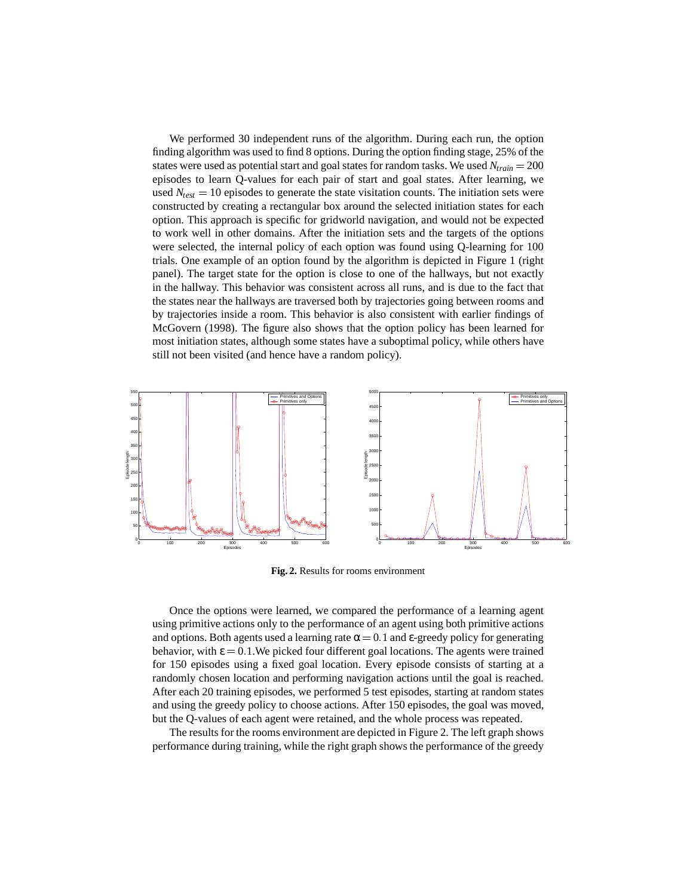We performed 30 independent runs of the algorithm. During each run, the option finding algorithm was used to find 8 options. During the option finding stage, 25% of the states were used as potential start and goal states for random tasks. We used $N_{train} = 200$ episodes to learn Q-values for each pair of start and goal states. After learning, we used $N_{test} = 10$ episodes to generate the state visitation counts. The initiation sets were constructed by creating a rectangular box around the selected initiation states for each option. This approach is specific for gridworld navigation, and would not be expected to work well in other domains. After the initiation sets and the targets of the options were selected, the internal policy of each option was found using Q-learning for 100 trials. One example of an option found by the algorithm is depicted in Figure 1 (right panel). The target state for the option is close to one of the hallways, but not exactly in the hallway. This behavior was consistent across all runs, and is due to the fact that the states near the hallways are traversed both by trajectories going between rooms and by trajectories inside a room. This behavior is also consistent with earlier findings of McGovern (1998). The figure also shows that the option policy has been learned for most initiation states, although some states have a suboptimal policy, while others have still not been visited (and hence have a random policy).

**Fig. 2.** Results for rooms environment

Once the options were learned, we compared the performance of a learning agent using primitive actions only to the performance of an agent using both primitive actions and options. Both agents used a learning rate $\alpha = 0.1$ and $\varepsilon$-greedy policy for generating behavior, with $\varepsilon = 0.1$.We picked four different goal locations. The agents were trained for 150 episodes using a fixed goal location. Every episode consists of starting at a randomly chosen location and performing navigation actions until the goal is reached. After each 20 training episodes, we performed 5 test episodes, starting at random states and using the greedy policy to choose actions. After 150 episodes, the goal was moved, but the Q-values of each agent were retained, and the whole process was repeated.

The results for the rooms environment are depicted in Figure 2. The left graph shows performance during training, while the right graph shows the performance of the greedy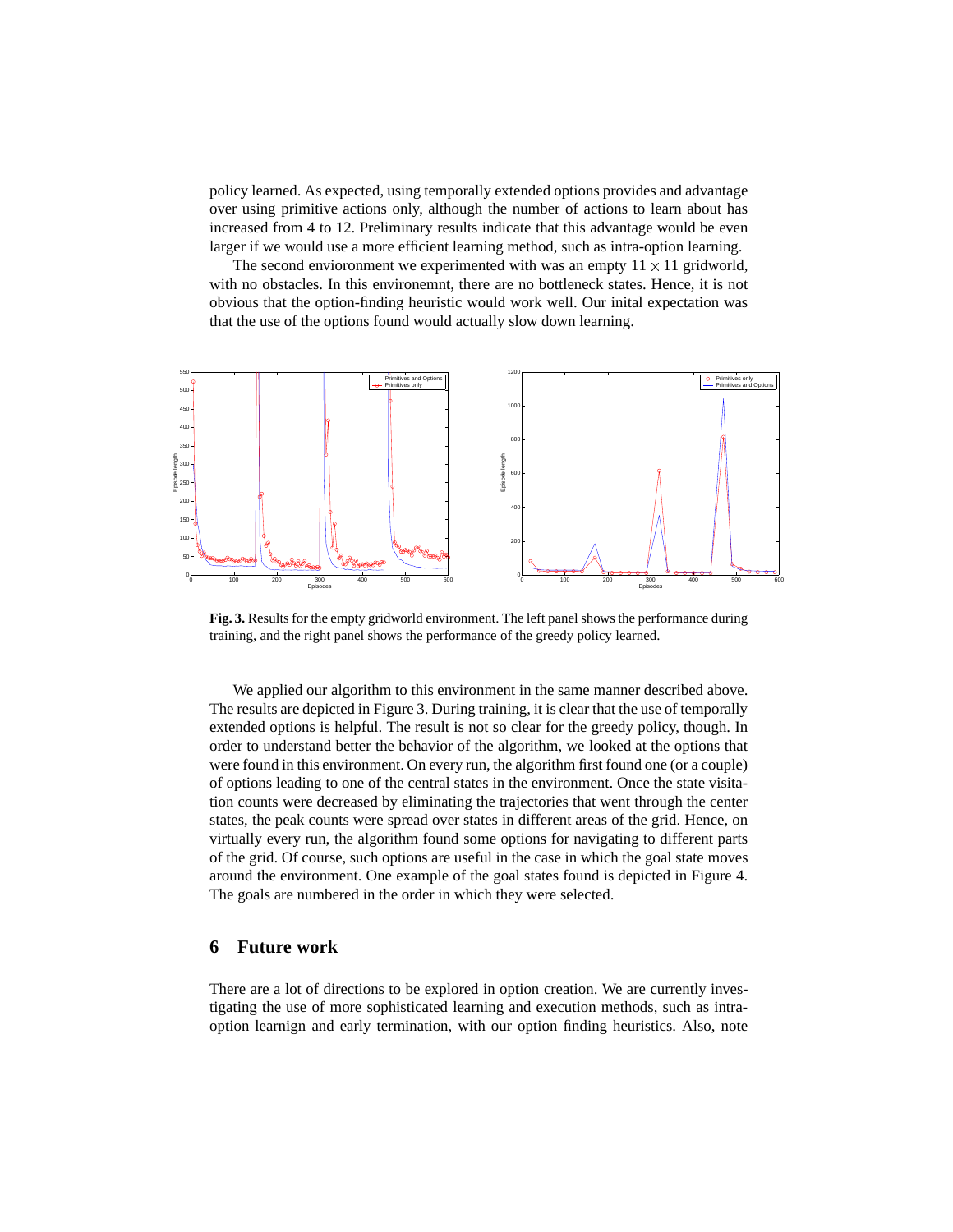policy learned. As expected, using temporally extended options provides and advantage over using primitive actions only, although the number of actions to learn about has increased from 4 to 12. Preliminary results indicate that this advantage would be even larger if we would use a more efficient learning method, such as intra-option learning.

The second envioronment we experimented with was an empty $11 \times 11$ gridworld, with no obstacles. In this environemnt, there are no bottleneck states. Hence, it is not obvious that the option-finding heuristic would work well. Our inital expectation was that the use of the options found would actually slow down learning.

**Fig. 3.** Results for the empty gridworld environment. The left panel shows the performance during training, and the right panel shows the performance of the greedy policy learned.

We applied our algorithm to this environment in the same manner described above. The results are depicted in Figure 3. During training, it is clear that the use of temporally extended options is helpful. The result is not so clear for the greedy policy, though. In order to understand better the behavior of the algorithm, we looked at the options that were found in this environment. On every run, the algorithm first found one (or a couple) of options leading to one of the central states in the environment. Once the state visitation counts were decreased by eliminating the trajectories that went through the center states, the peak counts were spread over states in different areas of the grid. Hence, on virtually every run, the algorithm found some options for navigating to different parts of the grid. Of course, such options are useful in the case in which the goal state moves around the environment. One example of the goal states found is depicted in Figure 4. The goals are numbered in the order in which they were selected.

## 6 Future work

There are a lot of directions to be explored in option creation. We are currently investigating the use of more sophisticated learning and execution methods, such as intra-option learnign and early termination, with our option finding heuristics. Also, note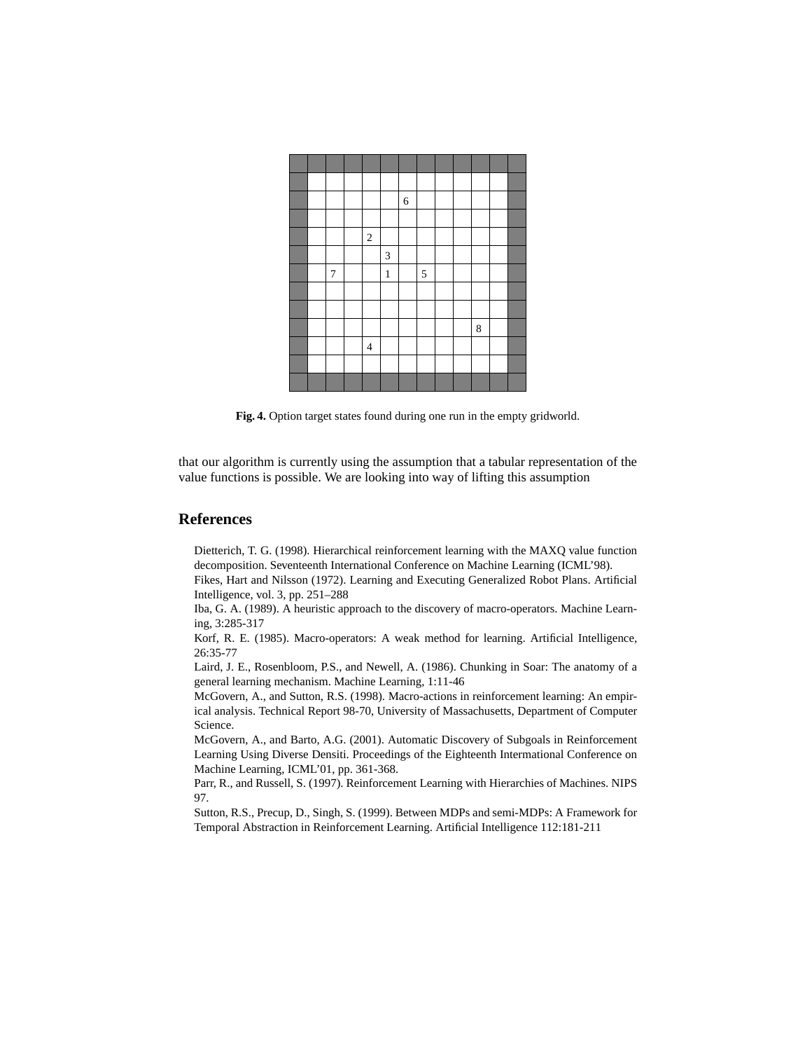6

2

3

7 1 5

8

4

**Fig. 4.** Option target states found during one run in the empty gridworld.

that our algorithm is currently using the assumption that a tabular representation of the value functions is possible. We are looking into way of lifting this assumption

## References

Dietterich, T. G. (1998). Hierarchical reinforcement learning with the MAXQ value function decomposition. Seventeenth International Conference on Machine Learning (ICML'98).

Fikes, Hart and Nilsson (1972). Learning and Executing Generalized Robot Plans. Artificial Intelligence, vol. 3, pp. 251–288

Iba, G. A. (1989). A heuristic approach to the discovery of macro-operators. Machine Learning, 3:285-317

Korf, R. E. (1985). Macro-operators: A weak method for learning. Artificial Intelligence, 26:35-77

Laird, J. E., Rosenbloom, P.S., and Newell, A. (1986). Chunking in Soar: The anatomy of a general learning mechanism. Machine Learning, 1:11-46

McGovern, A., and Sutton, R.S. (1998). Macro-actions in reinforcement learning: An empirical analysis. Technical Report 98-70, University of Massachusetts, Department of Computer Science.

McGovern, A., and Barto, A.G. (2001). Automatic Discovery of Subgoals in Reinforcement Learning Using Diverse Densiti. Proceedings of the Eighteenth International Conference on Machine Learning, ICML'01, pp. 361-368.

Parr, R., and Russell, S. (1997). Reinforcement Learning with Hierarchies of Machines. NIPS 97.

Sutton, R.S., Precup, D., Singh, S. (1999). Between MDPs and semi-MDPs: A Framework for Temporal Abstraction in Reinforcement Learning. Artificial Intelligence 112:181-211